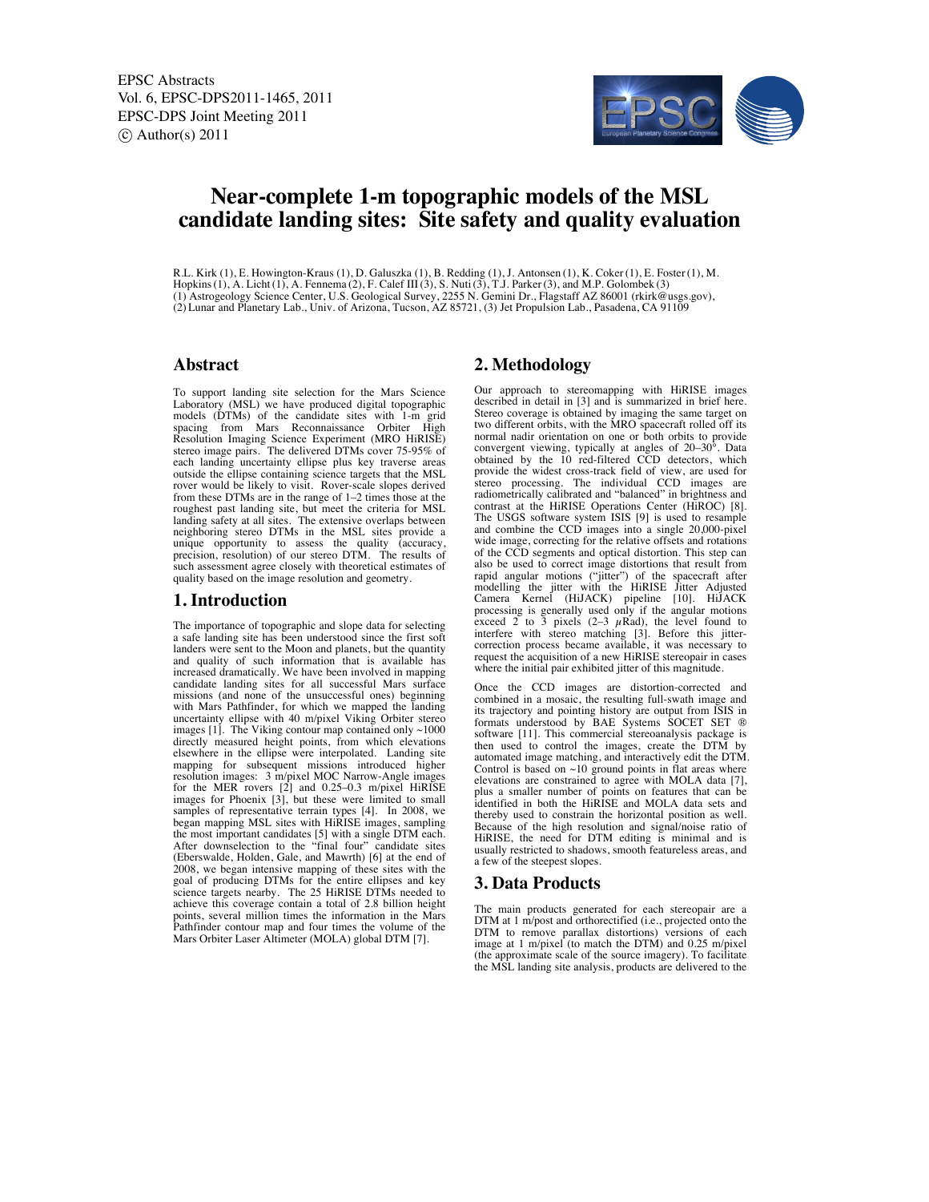# Near-complete 1-m topographic models of the MSL candidate landing sites: Site safety and quality evaluation

R.L. Kirk (1), E. Howington-Kraus (1), D. Galuszka (1), B. Redding (1), J. Antonsen (1), K. Coker (1), E. Foster (1), M. Hopkins (1), A. Licht (1), A. Fennema (2), F. Calef III (3), S. Nuti (3), T.J. Parker (3), and M.P. Golombek (3)
(1) Astrogeology Science Center, U.S. Geological Survey, 2255 N. Gemini Dr., Flagstaff AZ 86001 (rkirk@usgs.gov), (2) Lunar and Planetary Lab., Univ. of Arizona, Tucson, AZ 85721, (3) Jet Propulsion Lab., Pasadena, CA 91109

## Abstract

To support landing site selection for the Mars Science Laboratory (MSL) we have produced digital topographic models (DTMs) of the candidate sites with 1-m grid spacing from Mars Reconnaissance Orbiter High Resolution Imaging Science Experiment (MRO HiRISE) stereo image pairs. The delivered DTMs cover 75-95% of each landing uncertainty ellipse plus key traverse areas outside the ellipse containing science targets that the MSL rover would be likely to visit. Rover-scale slopes derived from these DTMs are in the range of 1–2 times those at the roughest past landing site, but meet the criteria for MSL landing safety at all sites. The extensive overlaps between neighboring stereo DTMs in the MSL sites provide a unique opportunity to assess the quality (accuracy, precision, resolution) of our stereo DTM. The results of such assessment agree closely with theoretical estimates of quality based on the image resolution and geometry.

## 1. Introduction

The importance of topographic and slope data for selecting a safe landing site has been understood since the first soft landers were sent to the Moon and planets, but the quantity and quality of such information that is available has increased dramatically. We have been involved in mapping candidate landing sites for all successful Mars surface missions (and none of the unsuccessful ones) beginning with Mars Pathfinder, for which we mapped the landing uncertainty ellipse with 40 m/pixel Viking Orbiter stereo images [1]. The Viking contour map contained only ~1000 directly measured height points, from which elevations elsewhere in the ellipse were interpolated. Landing site mapping for subsequent missions introduced higher resolution images: 3 m/pixel MOC Narrow-Angle images for the MER rovers [2] and 0.25–0.3 m/pixel HiRISE images for Phoenix [3], but these were limited to small samples of representative terrain types [4]. In 2008, we began mapping MSL sites with HiRISE images, sampling the most important candidates [5] with a single DTM each. After downselection to the "final four" candidate sites (Eberswalde, Holden, Gale, and Mawrth) [6] at the end of 2008, we began intensive mapping of these sites with the goal of producing DTMs for the entire ellipses and key science targets nearby. The 25 HiRISE DTMs needed to achieve this coverage contain a total of 2.8 billion height points, several million times the information in the Mars Pathfinder contour map and four times the volume of the Mars Orbiter Laser Altimeter (MOLA) global DTM [7].

## 2. Methodology

Our approach to stereomapping with HiRISE images described in detail in [3] and is summarized in brief here. Stereo coverage is obtained by imaging the same target on two different orbits, with the MRO spacecraft rolled off its normal nadir orientation on one or both orbits to provide convergent viewing, typically at angles of 20–30°. Data obtained by the 10 red-filtered CCD detectors, which provide the widest cross-track field of view, are used for stereo processing. The individual CCD images are radiometrically calibrated and "balanced" in brightness and contrast at the HiRISE Operations Center (HiROC) [8]. The USGS software system ISIS [9] is used to resample and combine the CCD images into a single 20,000-pixel wide image, correcting for the relative offsets and rotations of the CCD segments and optical distortion. This step can also be used to correct image distortions that result from rapid angular motions ("jitter") of the spacecraft after modelling the jitter with the HiRISE Jitter Adjusted Camera Kernel (HiJACK) pipeline [10]. HiJACK processing is generally used only if the angular motions exceed 2 to 3 pixels (2–3 $\mu$Rad), the level found to interfere with stereo matching [3]. Before this jitter-correction process became available, it was necessary to request the acquisition of a new HiRISE stereopair in cases where the initial pair exhibited jitter of this magnitude.

Once the CCD images are distortion-corrected and combined in a mosaic, the resulting full-swath image and its trajectory and pointing history are output from ISIS in formats understood by BAE Systems SOCET SET ® software [11]. This commercial stereoanalysis package is then used to control the images, create the DTM by automated image matching, and interactively edit the DTM. Control is based on ~10 ground points in flat areas where elevations are constrained to agree with MOLA data [7], plus a smaller number of points on features that can be identified in both the HiRISE and MOLA data sets and thereby used to constrain the horizontal position as well. Because of the high resolution and signal/noise ratio of HiRISE, the need for DTM editing is minimal and is usually restricted to shadows, smooth featureless areas, and a few of the steepest slopes.

## 3. Data Products

The main products generated for each stereopair are a DTM at 1 m/post and orthorectified (i.e., projected onto the DTM to remove parallax distortions) versions of each image at 1 m/pixel (to match the DTM) and 0.25 m/pixel (the approximate scale of the source imagery). To facilitate the MSL landing site analysis, products are delivered to the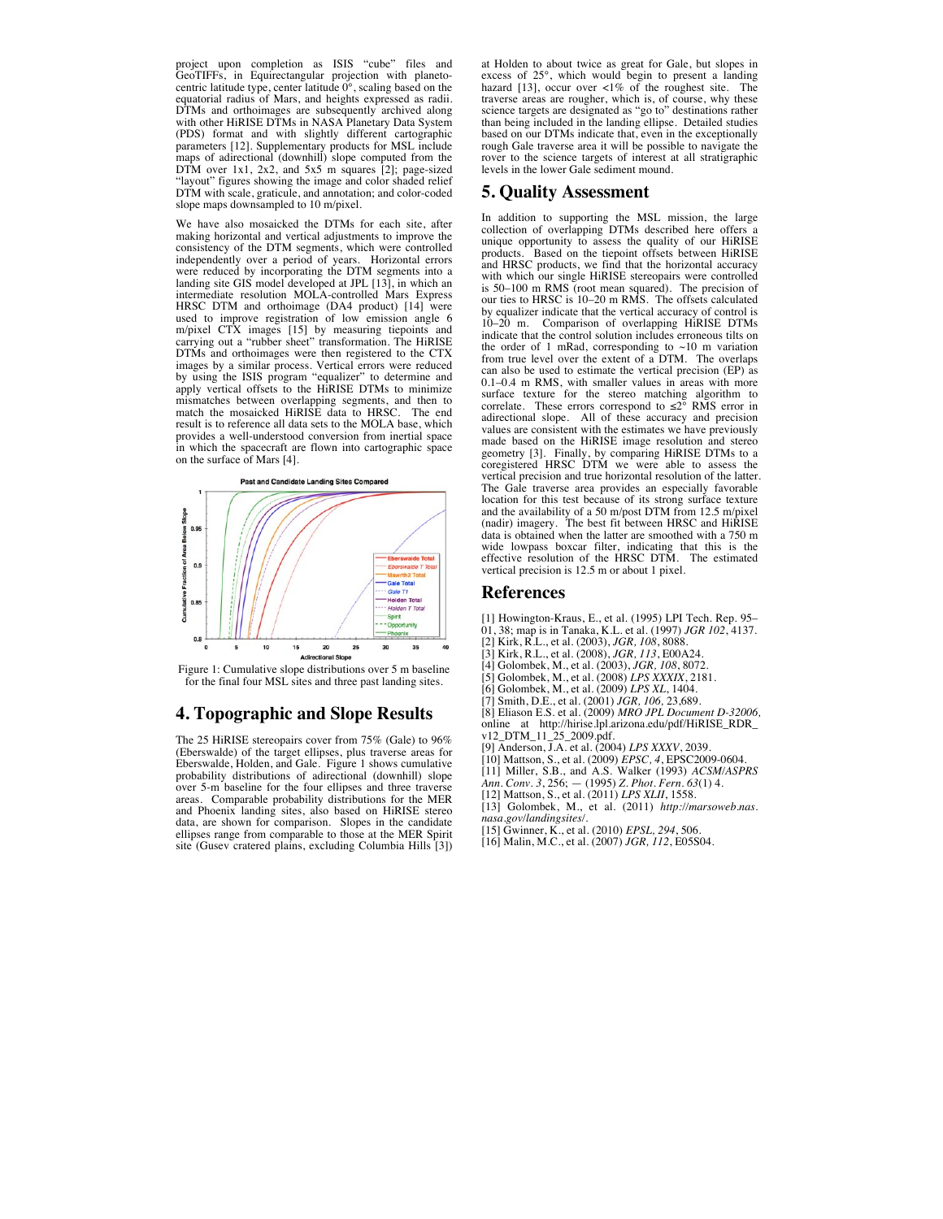project upon completion as ISIS "cube" files and GeoTIFFs, in Equirectangular projection with planetocentric latitude type, center latitude 0°, scaling based on the equatorial radius of Mars, and heights expressed as radii. DTMs and orthoimages are subsequently archived along with other HiRISE DTMs in NASA Planetary Data System (PDS) format and with slightly different cartographic parameters [12]. Supplementary products for MSL include maps of adirectional (downhill) slope computed from the DTM over 1x1, 2x2, and 5x5 m squares [2]; page-sized "layout" figures showing the image and color shaded relief DTM with scale, graticule, and annotation; and color-coded slope maps downsampled to 10 m/pixel.

We have also mosaicked the DTMs for each site, after making horizontal and vertical adjustments to improve the consistency of the DTM segments, which were controlled independently over a period of years. Horizontal errors were reduced by incorporating the DTM segments into a landing site GIS model developed at JPL [13], in which an intermediate resolution MOLA-controlled Mars Express HRSC DTM and orthoimage (DA4 product) [14] were used to improve registration of low emission angle 6 m/pixel CTX images [15] by measuring tiepoints and carrying out a "rubber sheet" transformation. The HiRISE DTMs and orthoimages were then registered to the CTX images by a similar process. Vertical errors were reduced by using the ISIS program "equalizer" to determine and apply vertical offsets to the HiRISE DTMs to minimize mismatches between overlapping segments, and then to match the mosaicked HiRISE data to HRSC. The end result is to reference all data sets to the MOLA base, which provides a well-understood conversion from inertial space in which the spacecraft are flown into cartographic space on the surface of Mars [4].

Past and Candidate Landing Sites Compared

Cumulative Fraction of Area Below Slope

1
0.95
0.9
0.85
0.8

0 5 10 15 20 25 30 35 40

Adirectional Slope

Eberswalde Total
Eberswalde T Total
Mawrth2 Total
Gale Total
Gale T1
Holden Total
Holden T Total
Spirit
Opportunity
Phoenix

Figure 1: Cumulative slope distributions over 5 m baseline for the final four MSL sites and three past landing sites.

## 4. Topographic and Slope Results

The 25 HiRISE stereopairs cover from 75% (Gale) to 96% (Eberswalde) of the target ellipses, plus traverse areas for Eberswalde, Holden, and Gale. Figure 1 shows cumulative probability distributions of adirectional (downhill) slope over 5-m baseline for the four ellipses and three traverse areas. Comparable probability distributions for the MER and Phoenix landing sites, also based on HiRISE stereo data, are shown for comparison. Slopes in the candidate ellipses range from comparable to those at the MER Spirit site (Gusev cratered plains, excluding Columbia Hills [3]) at Holden to about twice as great for Gale, but slopes in excess of 25°, which would begin to present a landing hazard [13], occur over <1% of the roughest site. The traverse areas are rougher, which is, of course, why these science targets are designated as "go to" destinations rather than being included in the landing ellipse. Detailed studies based on our DTMs indicate that, even in the exceptionally rough Gale traverse area it will be possible to navigate the rover to the science targets of interest at all stratigraphic levels in the lower Gale sediment mound.

## 5. Quality Assessment

In addition to supporting the MSL mission, the large collection of overlapping DTMs described here offers a unique opportunity to assess the quality of our HiRISE products. Based on the tiepoint offsets between HiRISE and HRSC products, we find that the horizontal accuracy with which our single HiRISE stereopairs were controlled is 50–100 m RMS (root mean squared). The precision of our ties to HRSC is 10–20 m RMS. The offsets calculated by equalizer indicate that the vertical accuracy of control is 10–20 m. Comparison of overlapping HiRISE DTMs indicate that the control solution includes erroneous tilts on the order of 1 mRad, corresponding to ~10 m variation from true level over the extent of a DTM. The overlaps can also be used to estimate the vertical precision (EP) as 0.1–0.4 m RMS, with smaller values in areas with more surface texture for the stereo matching algorithm to correlate. These errors correspond to ≤2° RMS error in adirectional slope. All of these accuracy and precision values are consistent with the estimates we have previously made based on the HiRISE image resolution and stereo geometry [3]. Finally, by comparing HiRISE DTMs to a coregistered HRSC DTM we were able to assess the vertical precision and true horizontal resolution of the latter. The Gale traverse area provides an especially favorable location for this test because of its strong surface texture and the availability of a 50 m/post DTM from 12.5 m/pixel (nadir) imagery. The best fit between HRSC and HiRISE data is obtained when the latter are smoothed with a 750 m wide lowpass boxcar filter, indicating that this is the effective resolution of the HRSC DTM. The estimated vertical precision is 12.5 m or about 1 pixel.

## References

[1] Howington-Kraus, E., et al. (1995) LPI Tech. Rep. 95–01, 38; map is in Tanaka, K.L. et al. (1997) *JGR 102*, 4137.
[2] Kirk, R.L., et al. (2003), *JGR, 108*, 8088.
[3] Kirk, R.L., et al. (2008), *JGR, 113*, E00A24.
[4] Golombek, M., et al. (2003), *JGR, 108*, 8072.
[5] Golombek, M., et al. (2008) *LPS XXXIX*, 2181.
[6] Golombek, M., et al. (2009) *LPS XL*, 1404.
[7] Smith, D.E., et al. (2001) *JGR, 106*, 23,689.
[8] Eliason E.S. et al. (2009) *MRO JPL Document D-32006*, online at http://hirise.lpl.arizona.edu/pdf/HiRISE_RDR_v12_DTM_11_25_2009.pdf.
[9] Anderson, J.A. et al. (2004) *LPS XXXV*, 2039.
[10] Mattson, S., et al. (2009) *EPSC, 4*, EPSC2009-0604.
[11] Miller, S.B., and A.S. Walker (1993) *ACSM/ASPRS Ann. Conv. 3*, 256; — (1995) *Z. Phot. Fern. 63*(1) 4.
[12] Mattson, S., et al. (2011) *LPS XLII*, 1558.
[13] Golombek, M., et al. (2011) *http://marsoweb.nas.nasa.gov/landingsites/*.
[15] Gwinner, K., et al. (2010) *EPSL, 294*, 506.
[16] Malin, M.C., et al. (2007) *JGR, 112*, E05S04.